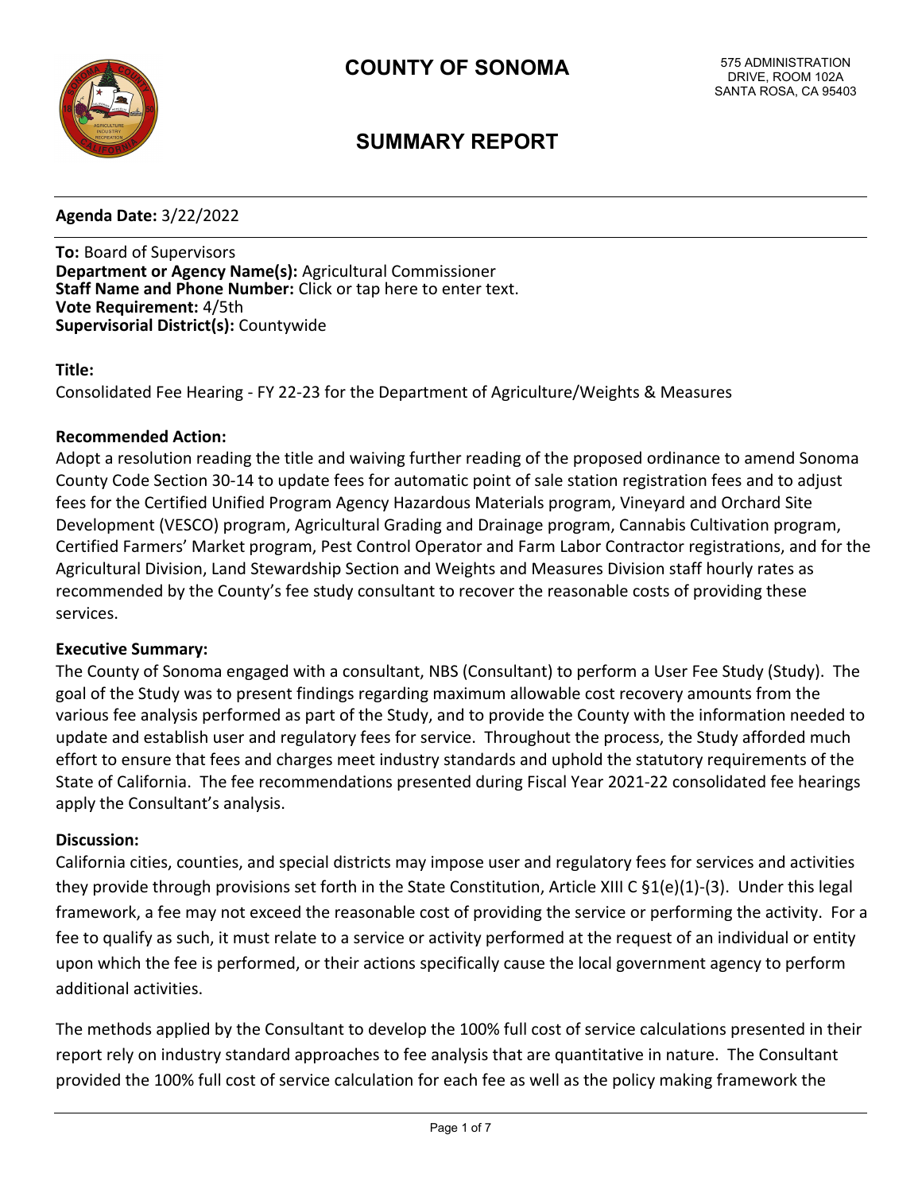# COUNTY OF SONOMA

575 ADMINISTRATION DRIVE, ROOM 102A
SANTA ROSA, CA 95403

## SUMMARY REPORT

**Agenda Date:** 3/22/2022

**To:** Board of Supervisors
**Department or Agency Name(s):** Agricultural Commissioner
**Staff Name and Phone Number:** Click or tap here to enter text.
**Vote Requirement:** 4/5th
**Supervisorial District(s):** Countywide

**Title:**

Consolidated Fee Hearing - FY 22-23 for the Department of Agriculture/Weights & Measures

**Recommended Action:**

Adopt a resolution reading the title and waiving further reading of the proposed ordinance to amend Sonoma County Code Section 30-14 to update fees for automatic point of sale station registration fees and to adjust fees for the Certified Unified Program Agency Hazardous Materials program, Vineyard and Orchard Site Development (VESCO) program, Agricultural Grading and Drainage program, Cannabis Cultivation program, Certified Farmers' Market program, Pest Control Operator and Farm Labor Contractor registrations, and for the Agricultural Division, Land Stewardship Section and Weights and Measures Division staff hourly rates as recommended by the County's fee study consultant to recover the reasonable costs of providing these services.

**Executive Summary:**

The County of Sonoma engaged with a consultant, NBS (Consultant) to perform a User Fee Study (Study). The goal of the Study was to present findings regarding maximum allowable cost recovery amounts from the various fee analysis performed as part of the Study, and to provide the County with the information needed to update and establish user and regulatory fees for service. Throughout the process, the Study afforded much effort to ensure that fees and charges meet industry standards and uphold the statutory requirements of the State of California. The fee recommendations presented during Fiscal Year 2021-22 consolidated fee hearings apply the Consultant's analysis.

**Discussion:**

California cities, counties, and special districts may impose user and regulatory fees for services and activities they provide through provisions set forth in the State Constitution, Article XIII C §1(e)(1)-(3). Under this legal framework, a fee may not exceed the reasonable cost of providing the service or performing the activity. For a fee to qualify as such, it must relate to a service or activity performed at the request of an individual or entity upon which the fee is performed, or their actions specifically cause the local government agency to perform additional activities.

The methods applied by the Consultant to develop the 100% full cost of service calculations presented in their report rely on industry standard approaches to fee analysis that are quantitative in nature. The Consultant provided the 100% full cost of service calculation for each fee as well as the policy making framework the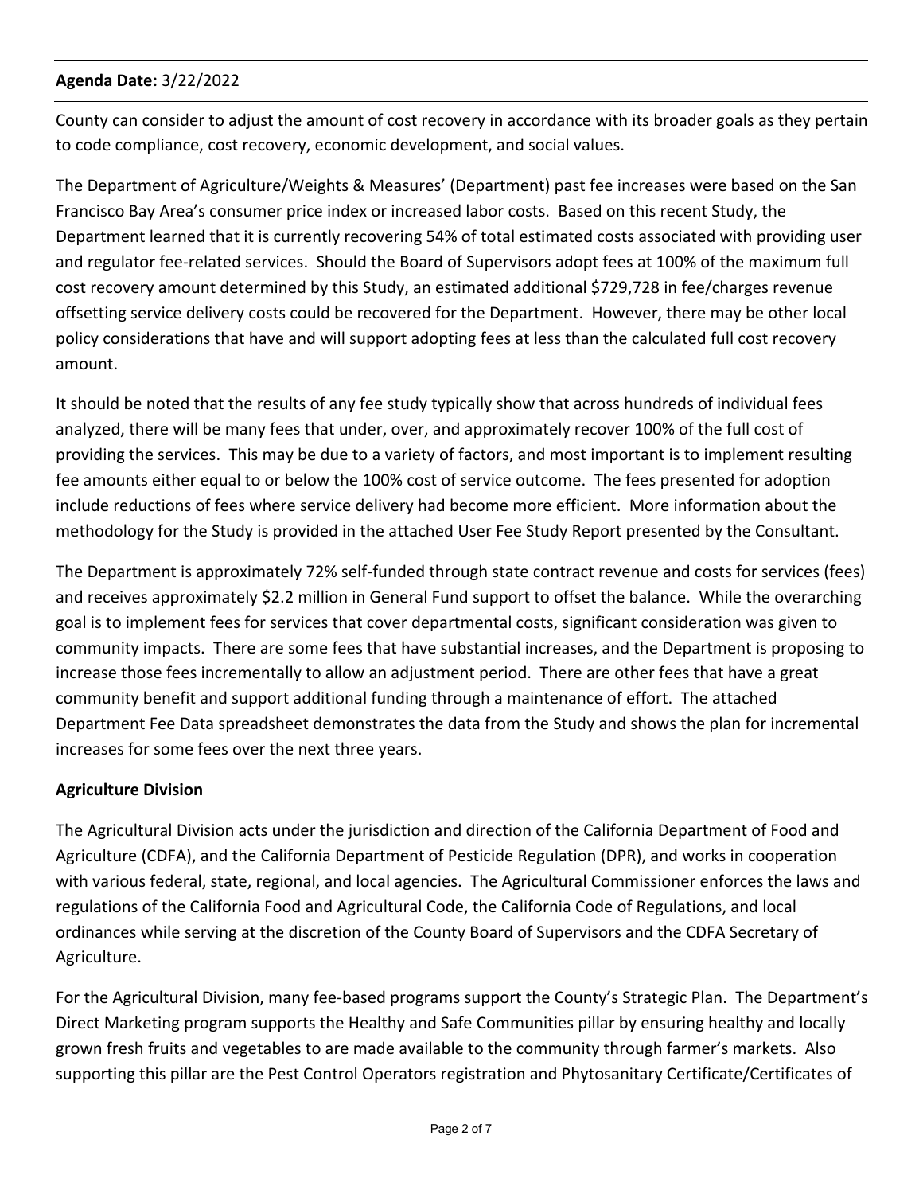County can consider to adjust the amount of cost recovery in accordance with its broader goals as they pertain to code compliance, cost recovery, economic development, and social values.

The Department of Agriculture/Weights & Measures' (Department) past fee increases were based on the San Francisco Bay Area's consumer price index or increased labor costs. Based on this recent Study, the Department learned that it is currently recovering 54% of total estimated costs associated with providing user and regulator fee-related services. Should the Board of Supervisors adopt fees at 100% of the maximum full cost recovery amount determined by this Study, an estimated additional $729,728 in fee/charges revenue offsetting service delivery costs could be recovered for the Department. However, there may be other local policy considerations that have and will support adopting fees at less than the calculated full cost recovery amount.

It should be noted that the results of any fee study typically show that across hundreds of individual fees analyzed, there will be many fees that under, over, and approximately recover 100% of the full cost of providing the services. This may be due to a variety of factors, and most important is to implement resulting fee amounts either equal to or below the 100% cost of service outcome. The fees presented for adoption include reductions of fees where service delivery had become more efficient. More information about the methodology for the Study is provided in the attached User Fee Study Report presented by the Consultant.

The Department is approximately 72% self-funded through state contract revenue and costs for services (fees) and receives approximately $2.2 million in General Fund support to offset the balance. While the overarching goal is to implement fees for services that cover departmental costs, significant consideration was given to community impacts. There are some fees that have substantial increases, and the Department is proposing to increase those fees incrementally to allow an adjustment period. There are other fees that have a great community benefit and support additional funding through a maintenance of effort. The attached Department Fee Data spreadsheet demonstrates the data from the Study and shows the plan for incremental increases for some fees over the next three years.

**Agriculture Division**

The Agricultural Division acts under the jurisdiction and direction of the California Department of Food and Agriculture (CDFA), and the California Department of Pesticide Regulation (DPR), and works in cooperation with various federal, state, regional, and local agencies. The Agricultural Commissioner enforces the laws and regulations of the California Food and Agricultural Code, the California Code of Regulations, and local ordinances while serving at the discretion of the County Board of Supervisors and the CDFA Secretary of Agriculture.

For the Agricultural Division, many fee-based programs support the County's Strategic Plan. The Department's Direct Marketing program supports the Healthy and Safe Communities pillar by ensuring healthy and locally grown fresh fruits and vegetables to are made available to the community through farmer's markets. Also supporting this pillar are the Pest Control Operators registration and Phytosanitary Certificate/Certificates of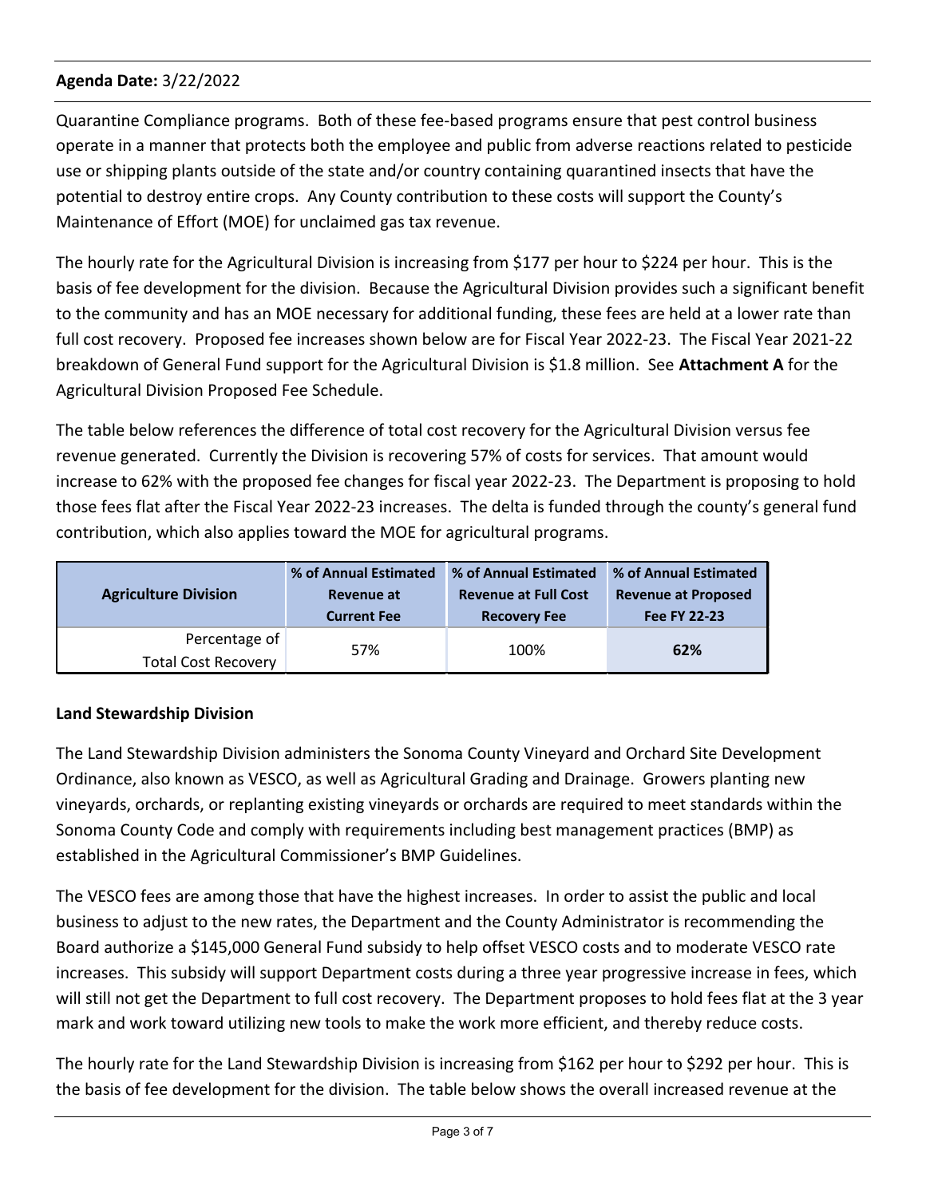**Agenda Date:** 3/22/2022

Quarantine Compliance programs. Both of these fee-based programs ensure that pest control business operate in a manner that protects both the employee and public from adverse reactions related to pesticide use or shipping plants outside of the state and/or country containing quarantined insects that have the potential to destroy entire crops. Any County contribution to these costs will support the County's Maintenance of Effort (MOE) for unclaimed gas tax revenue.

The hourly rate for the Agricultural Division is increasing from $177 per hour to $224 per hour. This is the basis of fee development for the division. Because the Agricultural Division provides such a significant benefit to the community and has an MOE necessary for additional funding, these fees are held at a lower rate than full cost recovery. Proposed fee increases shown below are for Fiscal Year 2022-23. The Fiscal Year 2021-22 breakdown of General Fund support for the Agricultural Division is $1.8 million. See **Attachment A** for the Agricultural Division Proposed Fee Schedule.

The table below references the difference of total cost recovery for the Agricultural Division versus fee revenue generated. Currently the Division is recovering 57% of costs for services. That amount would increase to 62% with the proposed fee changes for fiscal year 2022-23. The Department is proposing to hold those fees flat after the Fiscal Year 2022-23 increases. The delta is funded through the county's general fund contribution, which also applies toward the MOE for agricultural programs.

| Agriculture Division | % of Annual Estimated Revenue at Current Fee | % of Annual Estimated Revenue at Full Cost Recovery Fee | % of Annual Estimated Revenue at Proposed Fee FY 22-23 |
|---|---|---|---|
| Percentage of Total Cost Recovery | 57% | 100% | **62%** |

**Land Stewardship Division**

The Land Stewardship Division administers the Sonoma County Vineyard and Orchard Site Development Ordinance, also known as VESCO, as well as Agricultural Grading and Drainage. Growers planting new vineyards, orchards, or replanting existing vineyards or orchards are required to meet standards within the Sonoma County Code and comply with requirements including best management practices (BMP) as established in the Agricultural Commissioner's BMP Guidelines.

The VESCO fees are among those that have the highest increases. In order to assist the public and local business to adjust to the new rates, the Department and the County Administrator is recommending the Board authorize a $145,000 General Fund subsidy to help offset VESCO costs and to moderate VESCO rate increases. This subsidy will support Department costs during a three year progressive increase in fees, which will still not get the Department to full cost recovery. The Department proposes to hold fees flat at the 3 year mark and work toward utilizing new tools to make the work more efficient, and thereby reduce costs.

The hourly rate for the Land Stewardship Division is increasing from $162 per hour to $292 per hour. This is the basis of fee development for the division. The table below shows the overall increased revenue at the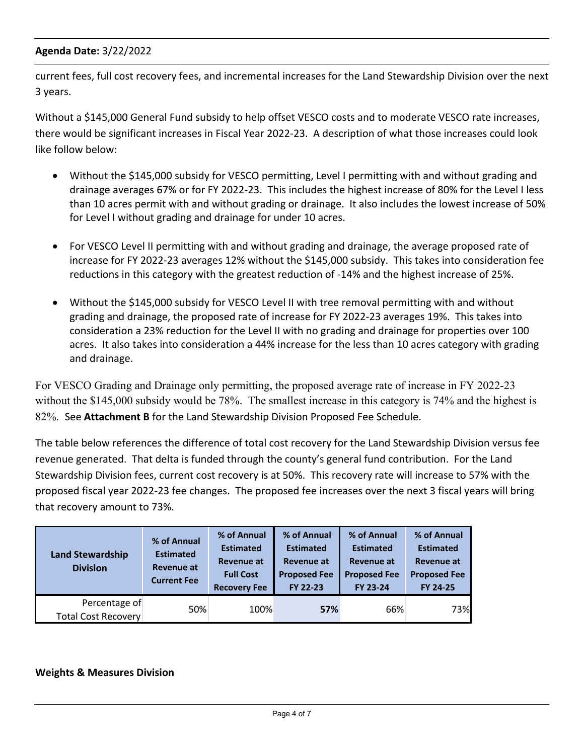**Agenda Date:** 3/22/2022

current fees, full cost recovery fees, and incremental increases for the Land Stewardship Division over the next 3 years.

Without a $145,000 General Fund subsidy to help offset VESCO costs and to moderate VESCO rate increases, there would be significant increases in Fiscal Year 2022-23. A description of what those increases could look like follow below:

- Without the $145,000 subsidy for VESCO permitting, Level I permitting with and without grading and drainage averages 67% or for FY 2022-23. This includes the highest increase of 80% for the Level I less than 10 acres permit with and without grading or drainage. It also includes the lowest increase of 50% for Level I without grading and drainage for under 10 acres.
- For VESCO Level II permitting with and without grading and drainage, the average proposed rate of increase for FY 2022-23 averages 12% without the $145,000 subsidy. This takes into consideration fee reductions in this category with the greatest reduction of -14% and the highest increase of 25%.
- Without the $145,000 subsidy for VESCO Level II with tree removal permitting with and without grading and drainage, the proposed rate of increase for FY 2022-23 averages 19%. This takes into consideration a 23% reduction for the Level II with no grading and drainage for properties over 100 acres. It also takes into consideration a 44% increase for the less than 10 acres category with grading and drainage.

For VESCO Grading and Drainage only permitting, the proposed average rate of increase in FY 2022-23 without the $145,000 subsidy would be 78%. The smallest increase in this category is 74% and the highest is 82%. See **Attachment B** for the Land Stewardship Division Proposed Fee Schedule.

The table below references the difference of total cost recovery for the Land Stewardship Division versus fee revenue generated. That delta is funded through the county's general fund contribution. For the Land Stewardship Division fees, current cost recovery is at 50%. This recovery rate will increase to 57% with the proposed fiscal year 2022-23 fee changes. The proposed fee increases over the next 3 fiscal years will bring that recovery amount to 73%.

| Land Stewardship Division | % of Annual Estimated Revenue at Current Fee | % of Annual Estimated Revenue at Full Cost Recovery Fee | % of Annual Estimated Revenue at Proposed Fee FY 22-23 | % of Annual Estimated Revenue at Proposed Fee FY 23-24 | % of Annual Estimated Revenue at Proposed Fee FY 24-25 |
|---|---|---|---|---|---|
| Percentage of Total Cost Recovery | 50% | 100% | **57%** | 66% | 73% |

**Weights & Measures Division**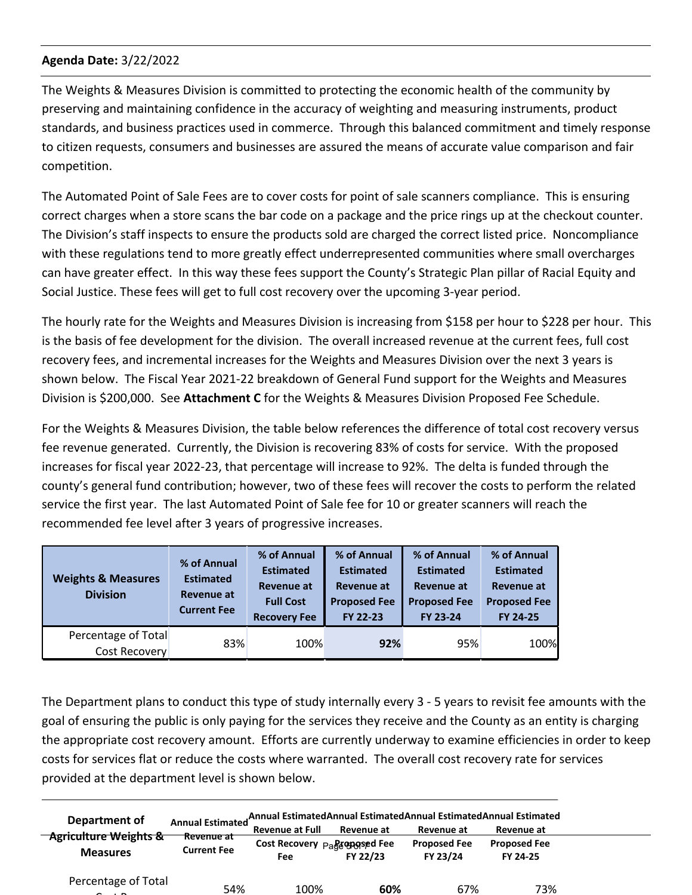**Agenda Date:** 3/22/2022

The Weights & Measures Division is committed to protecting the economic health of the community by preserving and maintaining confidence in the accuracy of weighting and measuring instruments, product standards, and business practices used in commerce. Through this balanced commitment and timely response to citizen requests, consumers and businesses are assured the means of accurate value comparison and fair competition.

The Automated Point of Sale Fees are to cover costs for point of sale scanners compliance. This is ensuring correct charges when a store scans the bar code on a package and the price rings up at the checkout counter. The Division's staff inspects to ensure the products sold are charged the correct listed price. Noncompliance with these regulations tend to more greatly effect underrepresented communities where small overcharges can have greater effect. In this way these fees support the County's Strategic Plan pillar of Racial Equity and Social Justice. These fees will get to full cost recovery over the upcoming 3-year period.

The hourly rate for the Weights and Measures Division is increasing from $158 per hour to $228 per hour. This is the basis of fee development for the division. The overall increased revenue at the current fees, full cost recovery fees, and incremental increases for the Weights and Measures Division over the next 3 years is shown below. The Fiscal Year 2021-22 breakdown of General Fund support for the Weights and Measures Division is $200,000. See **Attachment C** for the Weights & Measures Division Proposed Fee Schedule.

For the Weights & Measures Division, the table below references the difference of total cost recovery versus fee revenue generated. Currently, the Division is recovering 83% of costs for service. With the proposed increases for fiscal year 2022-23, that percentage will increase to 92%. The delta is funded through the county's general fund contribution; however, two of these fees will recover the costs to perform the related service the first year. The last Automated Point of Sale fee for 10 or greater scanners will reach the recommended fee level after 3 years of progressive increases.

| Weights & Measures Division | % of Annual Estimated Revenue at Current Fee | % of Annual Estimated Revenue at Full Cost Recovery Fee | % of Annual Estimated Revenue at Proposed Fee FY 22-23 | % of Annual Estimated Revenue at Proposed Fee FY 23-24 | % of Annual Estimated Revenue at Proposed Fee FY 24-25 |
|---|---|---|---|---|---|
| Percentage of Total Cost Recovery | 83% | 100% | **92%** | 95% | 100% |

The Department plans to conduct this type of study internally every 3 - 5 years to revisit fee amounts with the goal of ensuring the public is only paying for the services they receive and the County as an entity is charging the appropriate cost recovery amount. Efforts are currently underway to examine efficiencies in order to keep costs for services flat or reduce the costs where warranted. The overall cost recovery rate for services provided at the department level is shown below.

| Department of Agriculture Weights & Measures | Annual Estimated Revenue at Current Fee | Annual Estimated Revenue at Full Cost Recovery Fee | Annual Estimated Revenue at Proposed Fee FY 22/23 | Annual Estimated Revenue at Proposed Fee FY 23/24 | Annual Estimated Revenue at Proposed Fee FY 24-25 |
|---|---|---|---|---|---|
| Percentage of Total Cost Recovery | 54% | 100% | **60%** | 67% | 73% |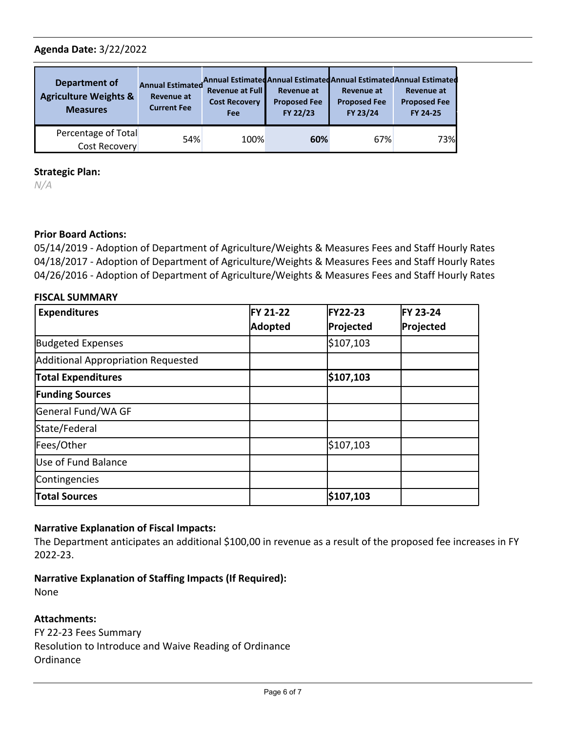**Agenda Date:** 3/22/2022

| Department of Agriculture Weights & Measures | Annual Estimated Revenue at Current Fee | Annual Estimated Revenue at Full Cost Recovery Fee | Annual Estimated Revenue at Proposed Fee FY 22/23 | Annual Estimated Revenue at Proposed Fee FY 23/24 | Annual Estimated Revenue at Proposed Fee FY 24-25 |
|---|---|---|---|---|---|
| Percentage of Total Cost Recovery | 54% | 100% | **60%** | 67% | 73% |

**Strategic Plan:**

*N/A*

**Prior Board Actions:**

05/14/2019 - Adoption of Department of Agriculture/Weights & Measures Fees and Staff Hourly Rates
04/18/2017 - Adoption of Department of Agriculture/Weights & Measures Fees and Staff Hourly Rates
04/26/2016 - Adoption of Department of Agriculture/Weights & Measures Fees and Staff Hourly Rates

**FISCAL SUMMARY**

| Expenditures | FY 21-22 Adopted | FY22-23 Projected | FY 23-24 Projected |
|---|---|---|---|
| Budgeted Expenses | | $107,103 | |
| Additional Appropriation Requested | | | |
| **Total Expenditures** | | **$107,103** | |
| **Funding Sources** | | | |
| General Fund/WA GF | | | |
| State/Federal | | | |
| Fees/Other | | $107,103 | |
| Use of Fund Balance | | | |
| Contingencies | | | |
| **Total Sources** | | **$107,103** | |

**Narrative Explanation of Fiscal Impacts:**

The Department anticipates an additional $100,00 in revenue as a result of the proposed fee increases in FY 2022-23.

**Narrative Explanation of Staffing Impacts (If Required):**

None

**Attachments:**

FY 22-23 Fees Summary
Resolution to Introduce and Waive Reading of Ordinance
Ordinance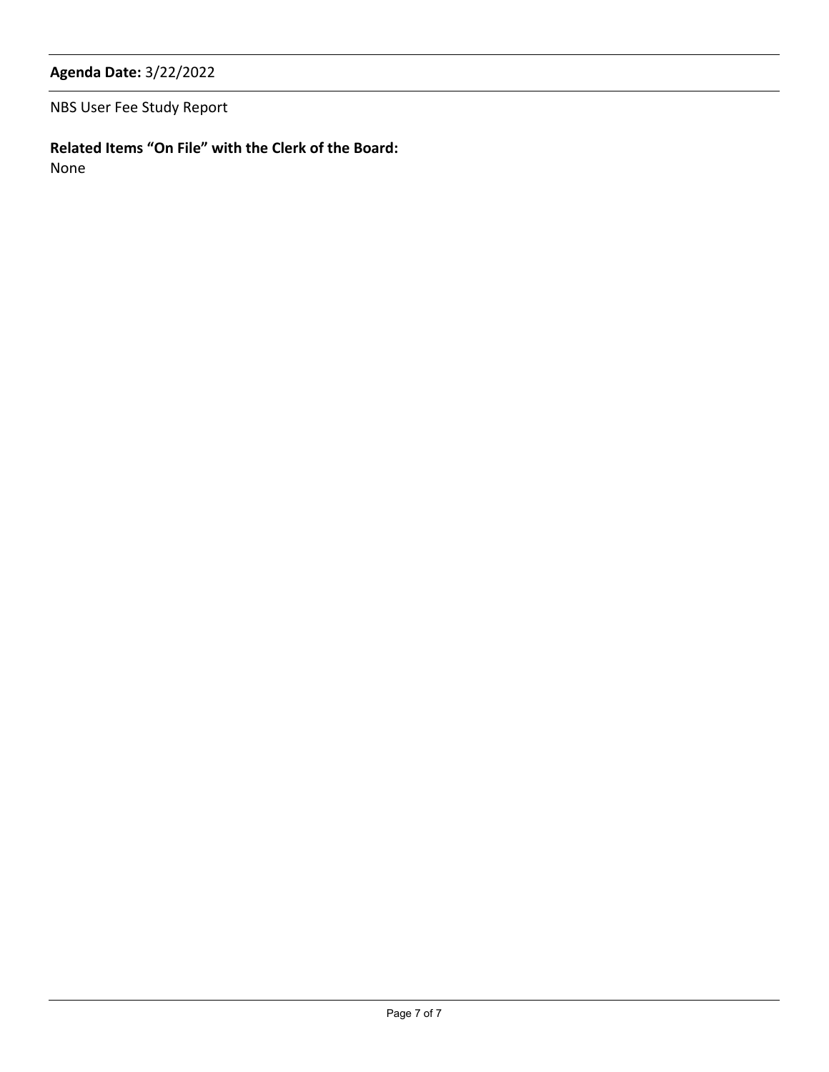**Agenda Date:** 3/22/2022

NBS User Fee Study Report

**Related Items "On File" with the Clerk of the Board:**
None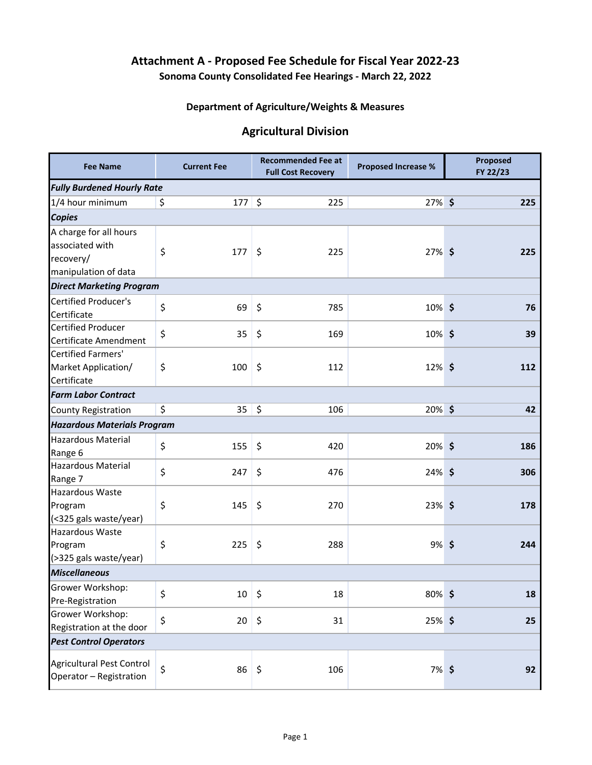# Attachment A - Proposed Fee Schedule for Fiscal Year 2022-23

### Sonoma County Consolidated Fee Hearings - March 22, 2022

### Department of Agriculture/Weights & Measures

## Agricultural Division

| Fee Name | Current Fee | Recommended Fee at Full Cost Recovery | Proposed Increase % | Proposed FY 22/23 |
|---|---|---|---|---|
| ***Fully Burdened Hourly Rate*** | | | | |
| 1/4 hour minimum | $ 177 | $ 225 | 27% | **$ 225** |
| ***Copies*** | | | | |
| A charge for all hours associated with recovery/ manipulation of data | $ 177 | $ 225 | 27% | **$ 225** |
| ***Direct Marketing Program*** | | | | |
| Certified Producer's Certificate | $ 69 | $ 785 | 10% | **$ 76** |
| Certified Producer Certificate Amendment | $ 35 | $ 169 | 10% | **$ 39** |
| Certified Farmers' Market Application/ Certificate | $ 100 | $ 112 | 12% | **$ 112** |
| ***Farm Labor Contract*** | | | | |
| County Registration | $ 35 | $ 106 | 20% | **$ 42** |
| ***Hazardous Materials Program*** | | | | |
| Hazardous Material Range 6 | $ 155 | $ 420 | 20% | **$ 186** |
| Hazardous Material Range 7 | $ 247 | $ 476 | 24% | **$ 306** |
| Hazardous Waste Program (<325 gals waste/year) | $ 145 | $ 270 | 23% | **$ 178** |
| Hazardous Waste Program (>325 gals waste/year) | $ 225 | $ 288 | 9% | **$ 244** |
| ***Miscellaneous*** | | | | |
| Grower Workshop: Pre-Registration | $ 10 | $ 18 | 80% | **$ 18** |
| Grower Workshop: Registration at the door | $ 20 | $ 31 | 25% | **$ 25** |
| ***Pest Control Operators*** | | | | |
| Agricultural Pest Control Operator – Registration | $ 86 | $ 106 | 7% | **$ 92** |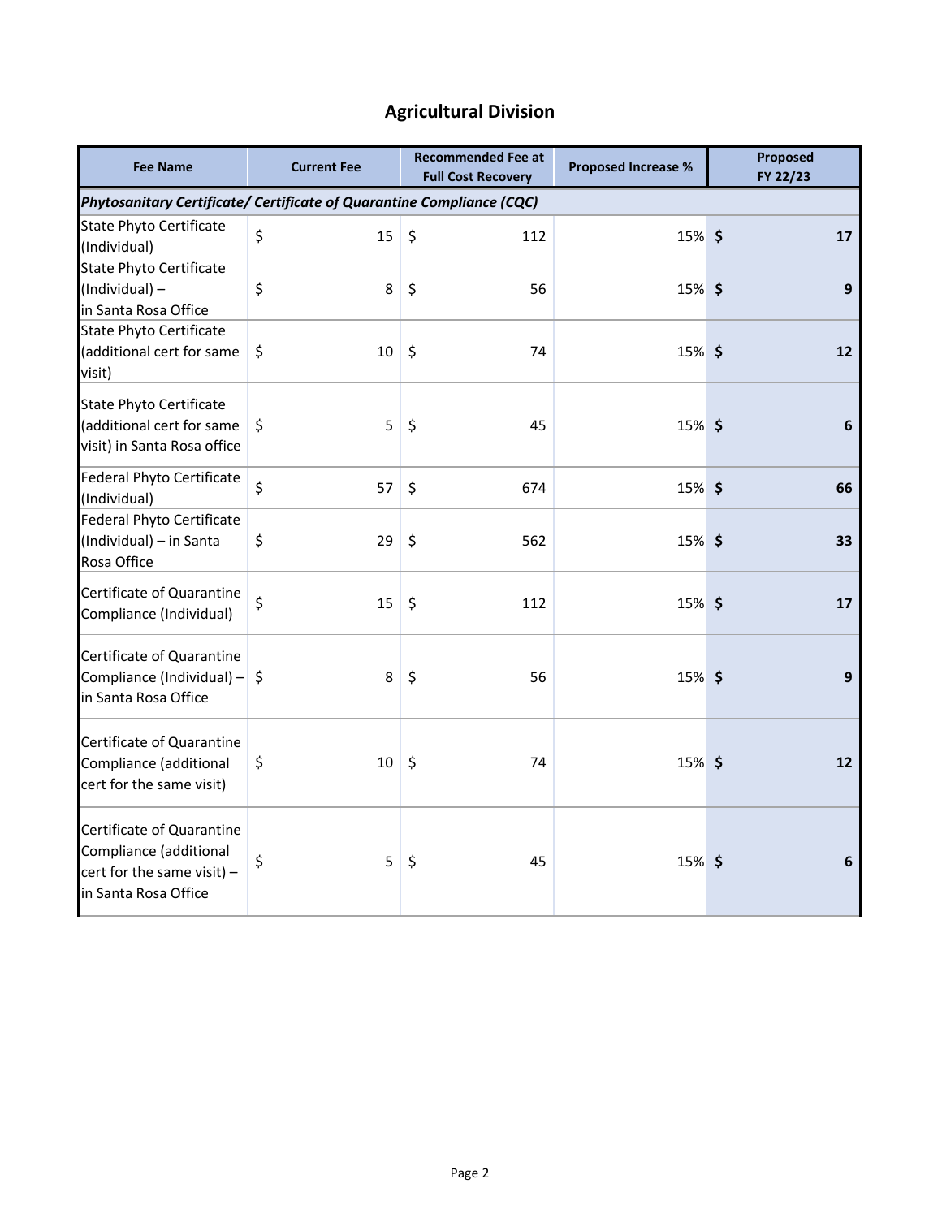## Agricultural Division

| Fee Name | Current Fee | Recommended Fee at Full Cost Recovery | Proposed Increase % | Proposed FY 22/23 |
|---|---|---|---|---|
| ***Phytosanitary Certificate/ Certificate of Quarantine Compliance (CQC)*** | | | | |
| State Phyto Certificate (Individual) | $ 15 | $ 112 | 15% | **$ 17** |
| State Phyto Certificate (Individual) – in Santa Rosa Office | $ 8 | $ 56 | 15% | **$ 9** |
| State Phyto Certificate (additional cert for same visit) | $ 10 | $ 74 | 15% | **$ 12** |
| State Phyto Certificate (additional cert for same visit) in Santa Rosa office | $ 5 | $ 45 | 15% | **$ 6** |
| Federal Phyto Certificate (Individual) | $ 57 | $ 674 | 15% | **$ 66** |
| Federal Phyto Certificate (Individual) – in Santa Rosa Office | $ 29 | $ 562 | 15% | **$ 33** |
| Certificate of Quarantine Compliance (Individual) | $ 15 | $ 112 | 15% | **$ 17** |
| Certificate of Quarantine Compliance (Individual) – in Santa Rosa Office | $ 8 | $ 56 | 15% | **$ 9** |
| Certificate of Quarantine Compliance (additional cert for the same visit) | $ 10 | $ 74 | 15% | **$ 12** |
| Certificate of Quarantine Compliance (additional cert for the same visit) – in Santa Rosa Office | $ 5 | $ 45 | 15% | **$ 6** |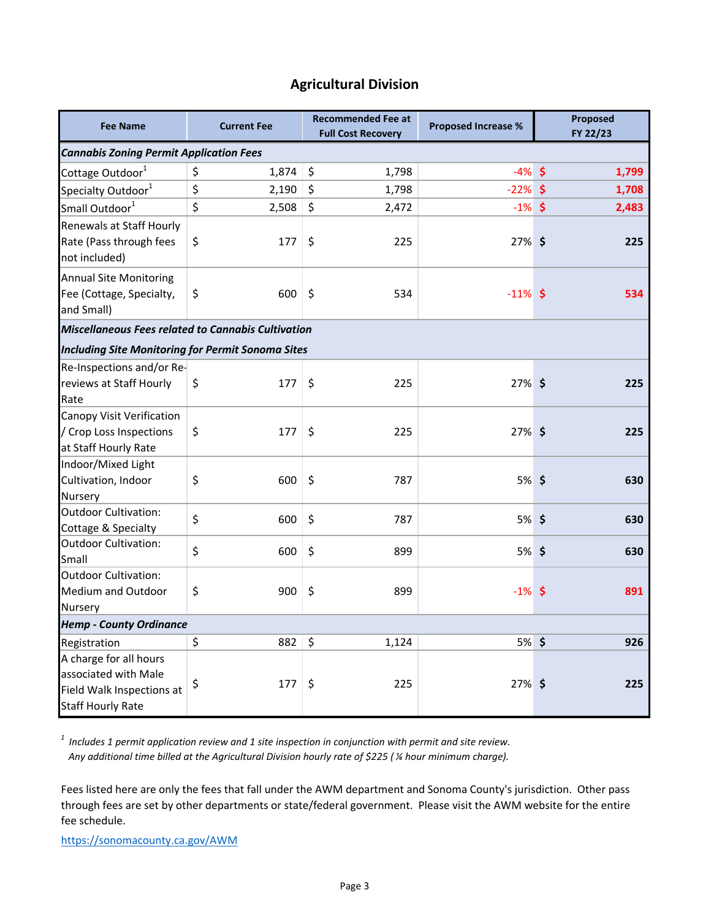## Agricultural Division

| Fee Name | Current Fee | Recommended Fee at Full Cost Recovery | Proposed Increase % | Proposed FY 22/23 |
|---|---|---|---|---|
| ***Cannabis Zoning Permit Application Fees*** | | | | |
| Cottage Outdoor[1] | $ 1,874 | $ 1,798 | -4% | **$ 1,799** |
| Specialty Outdoor[1] | $ 2,190 | $ 1,798 | -22% | **$ 1,708** |
| Small Outdoor[1] | $ 2,508 | $ 2,472 | -1% | **$ 2,483** |
| Renewals at Staff Hourly Rate (Pass through fees not included) | $ 177 | $ 225 | 27% | **$ 225** |
| Annual Site Monitoring Fee (Cottage, Specialty, and Small) | $ 600 | $ 534 | -11% | **$ 534** |
| ***Miscellaneous Fees related to Cannabis Cultivation Including Site Monitoring for Permit Sonoma Sites*** | | | | |
| Re-Inspections and/or Re-reviews at Staff Hourly Rate | $ 177 | $ 225 | 27% | **$ 225** |
| Canopy Visit Verification / Crop Loss Inspections at Staff Hourly Rate | $ 177 | $ 225 | 27% | **$ 225** |
| Indoor/Mixed Light Cultivation, Indoor Nursery | $ 600 | $ 787 | 5% | **$ 630** |
| Outdoor Cultivation: Cottage & Specialty | $ 600 | $ 787 | 5% | **$ 630** |
| Outdoor Cultivation: Small | $ 600 | $ 899 | 5% | **$ 630** |
| Outdoor Cultivation: Medium and Outdoor Nursery | $ 900 | $ 899 | -1% | **$ 891** |
| ***Hemp - County Ordinance*** | | | | |
| Registration | $ 882 | $ 1,124 | 5% | **$ 926** |
| A charge for all hours associated with Male Field Walk Inspections at Staff Hourly Rate | $ 177 | $ 225 | 27% | **$ 225** |

[1] *Includes 1 permit application review and 1 site inspection in conjunction with permit and site review. Any additional time billed at the Agricultural Division hourly rate of $225 (¼ hour minimum charge).*

Fees listed here are only the fees that fall under the AWM department and Sonoma County's jurisdiction. Other pass through fees are set by other departments or state/federal government. Please visit the AWM website for the entire fee schedule.

https://sonomacounty.ca.gov/AWM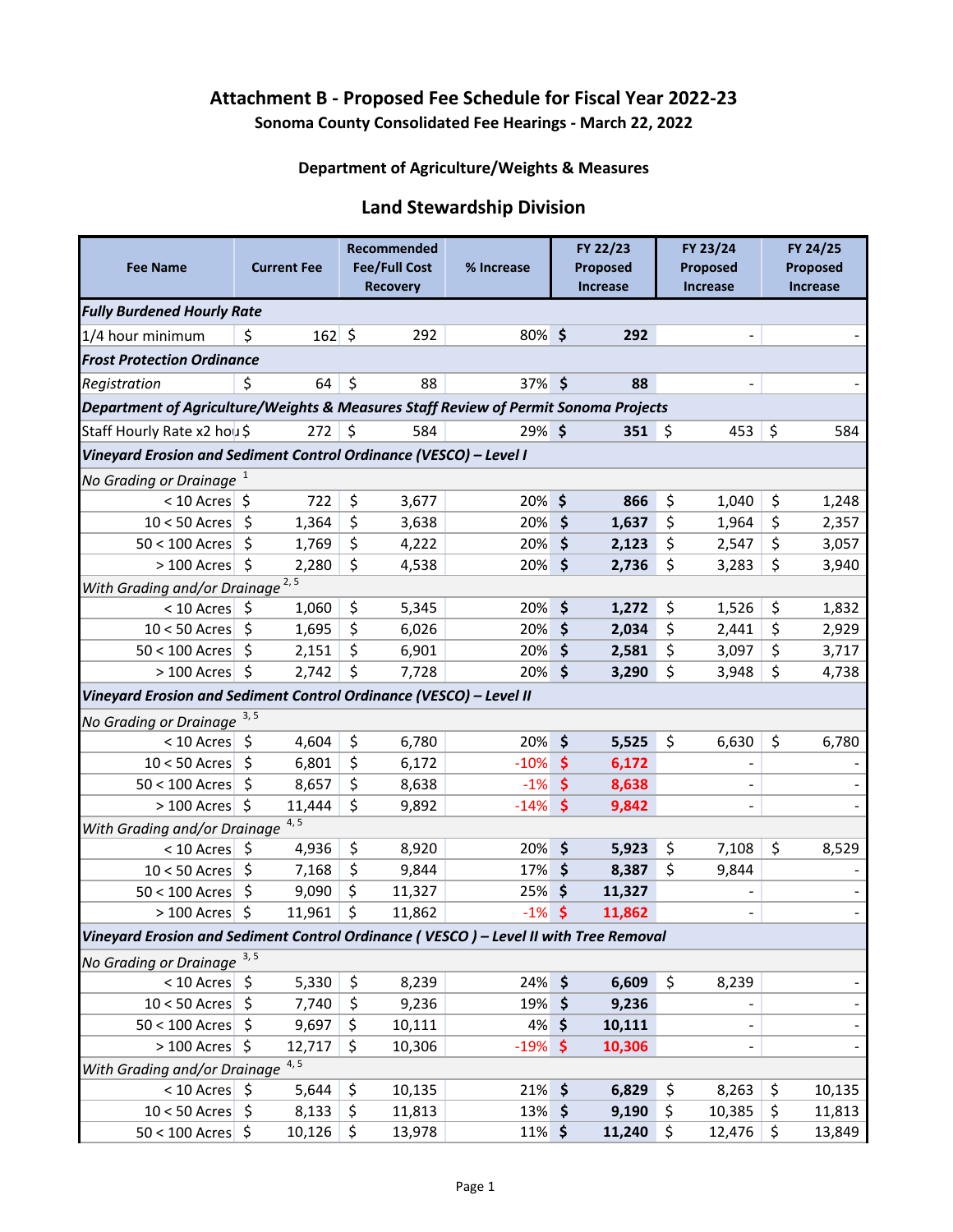# Attachment B - Proposed Fee Schedule for Fiscal Year 2022-23

**Sonoma County Consolidated Fee Hearings - March 22, 2022**

### Department of Agriculture/Weights & Measures

## Land Stewardship Division

| Fee Name | Current Fee | Recommended Fee/Full Cost Recovery | % Increase | FY 22/23 Proposed Increase | FY 23/24 Proposed Increase | FY 24/25 Proposed Increase |
|---|---|---|---|---|---|---|
| ***Fully Burdened Hourly Rate*** | | | | | | |
| 1/4 hour minimum | $ 162 | $ 292 | 80% | **$ 292** | - | - |
| ***Frost Protection Ordinance*** | | | | | | |
| *Registration* | $ 64 | $ 88 | 37% | **$ 88** | - | - |
| ***Department of Agriculture/Weights & Measures Staff Review of Permit Sonoma Projects*** | | | | | | |
| Staff Hourly Rate x2 hou | $ 272 | $ 584 | 29% | **$ 351** | $ 453 | $ 584 |
| ***Vineyard Erosion and Sediment Control Ordinance (VESCO) – Level I*** | | | | | | |
| *No Grading or Drainage* [1] | | | | | | |
| < 10 Acres | $ 722 | $ 3,677 | 20% | **$ 866** | $ 1,040 | $ 1,248 |
| 10 < 50 Acres | $ 1,364 | $ 3,638 | 20% | **$ 1,637** | $ 1,964 | $ 2,357 |
| 50 < 100 Acres | $ 1,769 | $ 4,222 | 20% | **$ 2,123** | $ 2,547 | $ 3,057 |
| > 100 Acres | $ 2,280 | $ 4,538 | 20% | **$ 2,736** | $ 3,283 | $ 3,940 |
| *With Grading and/or Drainage* [2, 5] | | | | | | |
| < 10 Acres | $ 1,060 | $ 5,345 | 20% | **$ 1,272** | $ 1,526 | $ 1,832 |
| 10 < 50 Acres | $ 1,695 | $ 6,026 | 20% | **$ 2,034** | $ 2,441 | $ 2,929 |
| 50 < 100 Acres | $ 2,151 | $ 6,901 | 20% | **$ 2,581** | $ 3,097 | $ 3,717 |
| > 100 Acres | $ 2,742 | $ 7,728 | 20% | **$ 3,290** | $ 3,948 | $ 4,738 |
| ***Vineyard Erosion and Sediment Control Ordinance (VESCO) – Level II*** | | | | | | |
| *No Grading or Drainage* [3, 5] | | | | | | |
| < 10 Acres | $ 4,604 | $ 6,780 | 20% | **$ 5,525** | $ 6,630 | $ 6,780 |
| 10 < 50 Acres | $ 6,801 | $ 6,172 | -10% | **$ 6,172** | - | - |
| 50 < 100 Acres | $ 8,657 | $ 8,638 | -1% | **$ 8,638** | - | - |
| > 100 Acres | $ 11,444 | $ 9,892 | -14% | **$ 9,842** | - | - |
| *With Grading and/or Drainage* [4, 5] | | | | | | |
| < 10 Acres | $ 4,936 | $ 8,920 | 20% | **$ 5,923** | $ 7,108 | $ 8,529 |
| 10 < 50 Acres | $ 7,168 | $ 9,844 | 17% | **$ 8,387** | $ 9,844 | - |
| 50 < 100 Acres | $ 9,090 | $ 11,327 | 25% | **$ 11,327** | - | - |
| > 100 Acres | $ 11,961 | $ 11,862 | -1% | **$ 11,862** | - | - |
| ***Vineyard Erosion and Sediment Control Ordinance ( VESCO ) – Level II with Tree Removal*** | | | | | | |
| *No Grading or Drainage* [3, 5] | | | | | | |
| < 10 Acres | $ 5,330 | $ 8,239 | 24% | **$ 6,609** | $ 8,239 | - |
| 10 < 50 Acres | $ 7,740 | $ 9,236 | 19% | **$ 9,236** | - | - |
| 50 < 100 Acres | $ 9,697 | $ 10,111 | 4% | **$ 10,111** | - | - |
| > 100 Acres | $ 12,717 | $ 10,306 | -19% | **$ 10,306** | - | - |
| *With Grading and/or Drainage* [4, 5] | | | | | | |
| < 10 Acres | $ 5,644 | $ 10,135 | 21% | **$ 6,829** | $ 8,263 | $ 10,135 |
| 10 < 50 Acres | $ 8,133 | $ 11,813 | 13% | **$ 9,190** | $ 10,385 | $ 11,813 |
| 50 < 100 Acres | $ 10,126 | $ 13,978 | 11% | **$ 11,240** | $ 12,476 | $ 13,849 |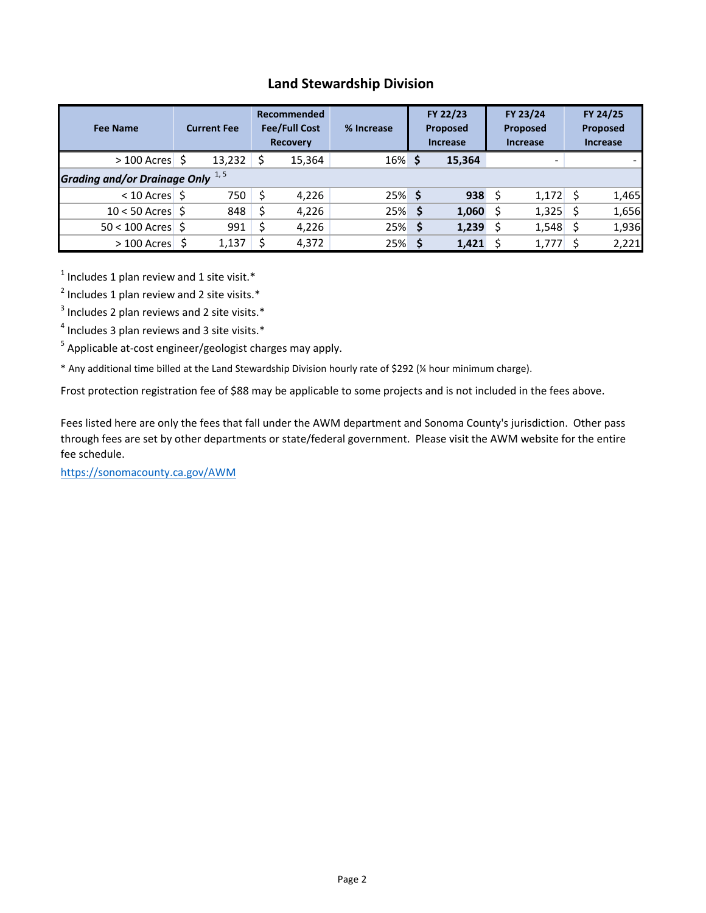## Land Stewardship Division

| Fee Name | Current Fee | Recommended Fee/Full Cost Recovery | % Increase | FY 22/23 Proposed Increase | FY 23/24 Proposed Increase | FY 24/25 Proposed Increase |
|---|---|---|---|---|---|---|
| > 100 Acres | $ 13,232 | $ 15,364 | 16% | **$ 15,364** | - | - |
| ***Grading and/or Drainage Only*** [1, 5] | | | | | | |
| < 10 Acres | $ 750 | $ 4,226 | 25% | **$ 938** | $ 1,172 | $ 1,465 |
| 10 < 50 Acres | $ 848 | $ 4,226 | 25% | **$ 1,060** | $ 1,325 | $ 1,656 |
| 50 < 100 Acres | $ 991 | $ 4,226 | 25% | **$ 1,239** | $ 1,548 | $ 1,936 |
| > 100 Acres | $ 1,137 | $ 4,372 | 25% | **$ 1,421** | $ 1,777 | $ 2,221 |

[1] Includes 1 plan review and 1 site visit.*

[2] Includes 1 plan review and 2 site visits.*

[3] Includes 2 plan reviews and 2 site visits.*

[4] Includes 3 plan reviews and 3 site visits.*

[5] Applicable at-cost engineer/geologist charges may apply.

* Any additional time billed at the Land Stewardship Division hourly rate of $292 (¼ hour minimum charge).

Frost protection registration fee of $88 may be applicable to some projects and is not included in the fees above.

Fees listed here are only the fees that fall under the AWM department and Sonoma County's jurisdiction. Other pass through fees are set by other departments or state/federal government. Please visit the AWM website for the entire fee schedule.

https://sonomacounty.ca.gov/AWM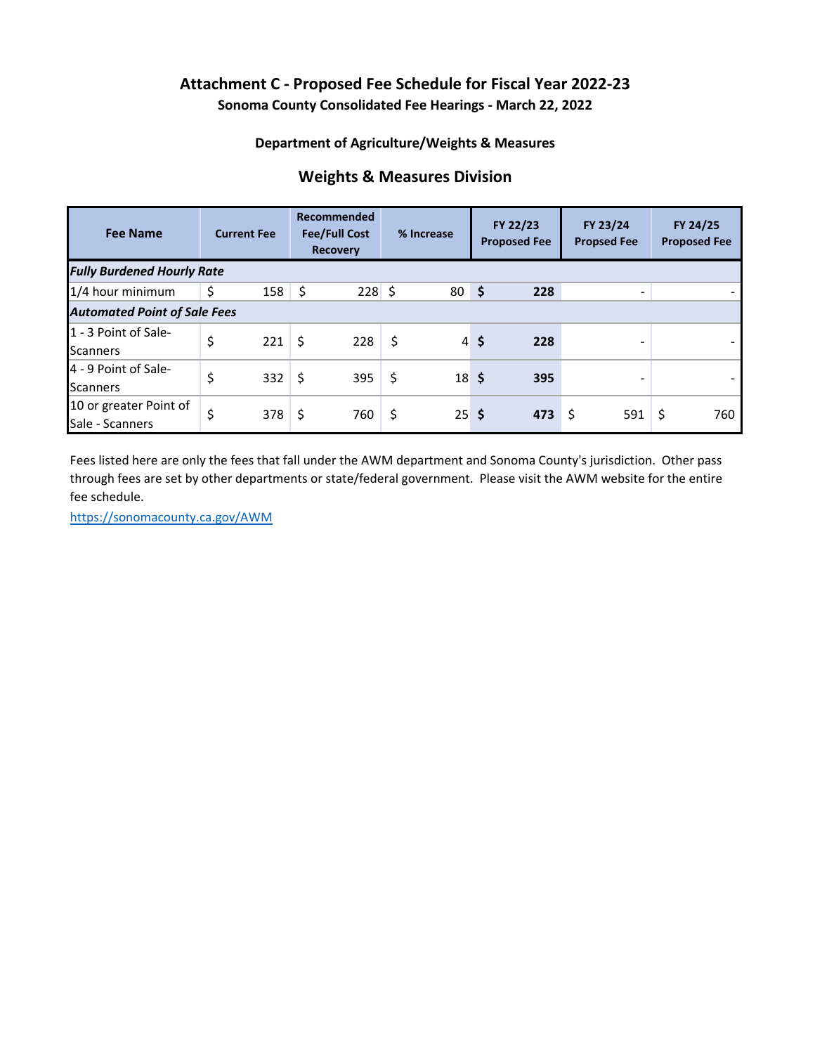# Attachment C - Proposed Fee Schedule for Fiscal Year 2022-23

**Sonoma County Consolidated Fee Hearings - March 22, 2022**

**Department of Agriculture/Weights & Measures**

## Weights & Measures Division

| Fee Name | Current Fee | Recommended Fee/Full Cost Recovery | % Increase | FY 22/23 Proposed Fee | FY 23/24 Propsed Fee | FY 24/25 Proposed Fee |
|---|---|---|---|---|---|---|
| ***Fully Burdened Hourly Rate*** | | | | | | |
| 1/4 hour minimum | $ 158 | $ 228 | $ 80 | **$ 228** | - | - |
| ***Automated Point of Sale Fees*** | | | | | | |
| 1 - 3 Point of Sale-Scanners | $ 221 | $ 228 | $ 4 | **$ 228** | - | - |
| 4 - 9 Point of Sale-Scanners | $ 332 | $ 395 | $ 18 | **$ 395** | - | - |
| 10 or greater Point of Sale - Scanners | $ 378 | $ 760 | $ 25 | **$ 473** | $ 591 | $ 760 |

Fees listed here are only the fees that fall under the AWM department and Sonoma County's jurisdiction. Other pass through fees are set by other departments or state/federal government. Please visit the AWM website for the entire fee schedule.

https://sonomacounty.ca.gov/AWM